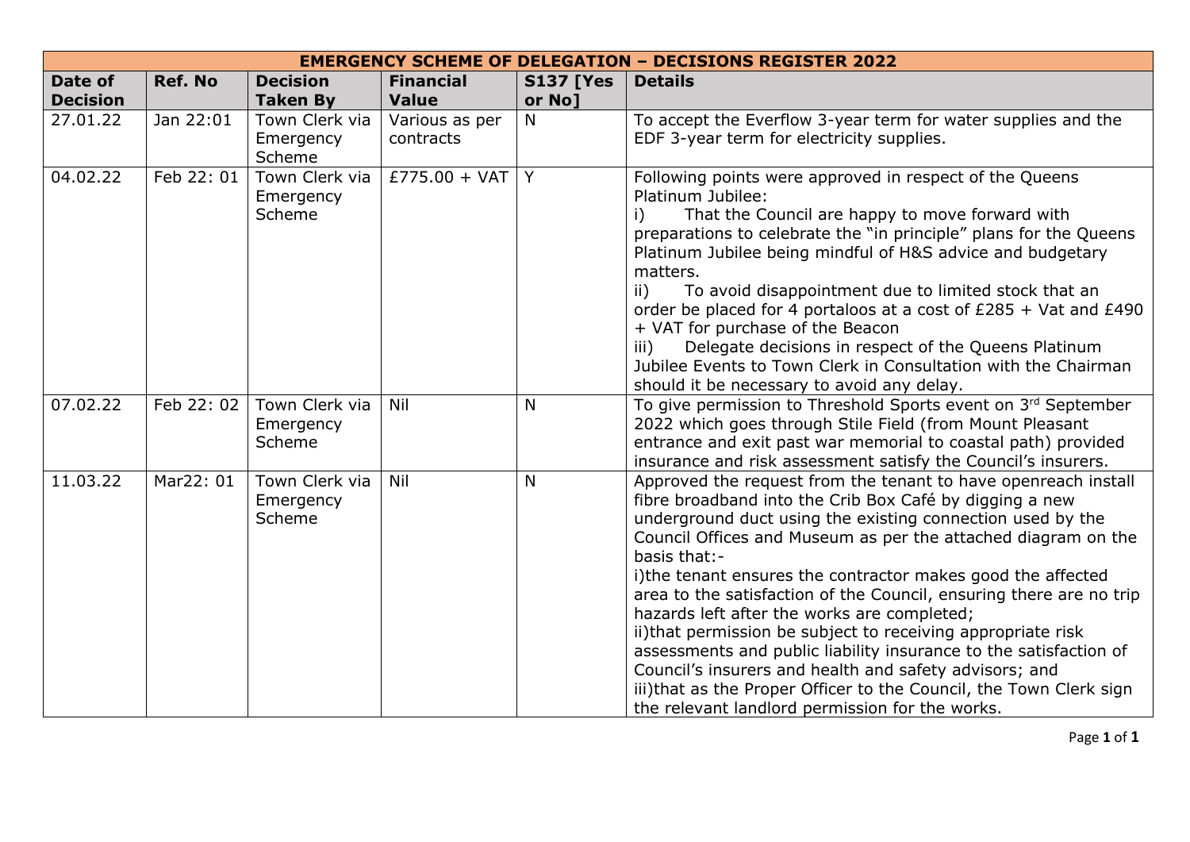| EMERGENCY SCHEME OF DELEGATION – DECISIONS REGISTER 2022 | | | | | |
|---|---|---|---|---|---|
| **Date of Decision** | **Ref. No** | **Decision Taken By** | **Financial Value** | **S137 [Yes or No]** | **Details** |
| 27.01.22 | Jan 22:01 | Town Clerk via Emergency Scheme | Various as per contracts | N | To accept the Everflow 3-year term for water supplies and the EDF 3-year term for electricity supplies. |
| 04.02.22 | Feb 22: 01 | Town Clerk via Emergency Scheme | £775.00 + VAT | Y | Following points were approved in respect of the Queens Platinum Jubilee:<br>i) That the Council are happy to move forward with preparations to celebrate the "in principle" plans for the Queens Platinum Jubilee being mindful of H&S advice and budgetary matters.<br>ii) To avoid disappointment due to limited stock that an order be placed for 4 portaloos at a cost of £285 + Vat and £490 + VAT for purchase of the Beacon<br>iii) Delegate decisions in respect of the Queens Platinum Jubilee Events to Town Clerk in Consultation with the Chairman should it be necessary to avoid any delay. |
| 07.02.22 | Feb 22: 02 | Town Clerk via Emergency Scheme | Nil | N | To give permission to Threshold Sports event on 3rd September 2022 which goes through Stile Field (from Mount Pleasant entrance and exit past war memorial to coastal path) provided insurance and risk assessment satisfy the Council's insurers. |
| 11.03.22 | Mar22: 01 | Town Clerk via Emergency Scheme | Nil | N | Approved the request from the tenant to have openreach install fibre broadband into the Crib Box Café by digging a new underground duct using the existing connection used by the Council Offices and Museum as per the attached diagram on the basis that:-<br>i)the tenant ensures the contractor makes good the affected area to the satisfaction of the Council, ensuring there are no trip hazards left after the works are completed;<br>ii)that permission be subject to receiving appropriate risk assessments and public liability insurance to the satisfaction of Council's insurers and health and safety advisors; and<br>iii)that as the Proper Officer to the Council, the Town Clerk sign the relevant landlord permission for the works. |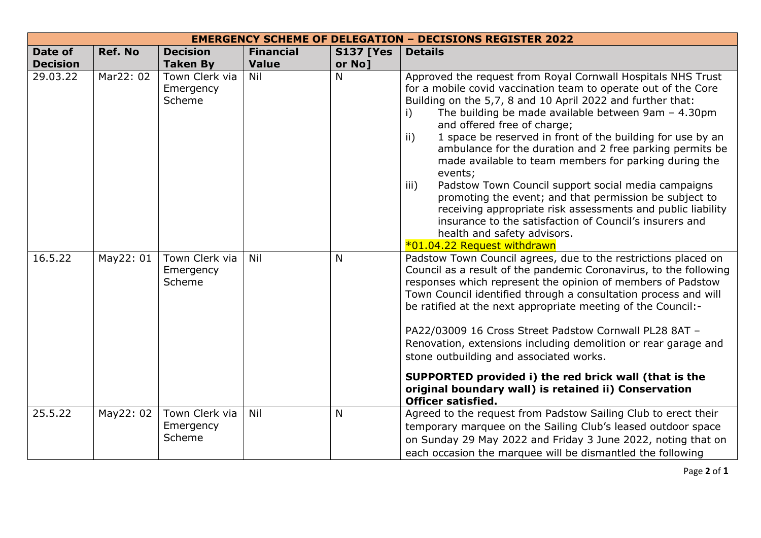| EMERGENCY SCHEME OF DELEGATION – DECISIONS REGISTER 2022 | | | | | |
|---|---|---|---|---|---|
| **Date of Decision** | **Ref. No** | **Decision Taken By** | **Financial Value** | **S137 [Yes or No]** | **Details** |
| 29.03.22 | Mar22: 02 | Town Clerk via Emergency Scheme | Nil | N | Approved the request from Royal Cornwall Hospitals NHS Trust for a mobile covid vaccination team to operate out of the Core Building on the 5,7, 8 and 10 April 2022 and further that:<br>i) The building be made available between 9am – 4.30pm and offered free of charge;<br>ii) 1 space be reserved in front of the building for use by an ambulance for the duration and 2 free parking permits be made available to team members for parking during the events;<br>iii) Padstow Town Council support social media campaigns promoting the event; and that permission be subject to receiving appropriate risk assessments and public liability insurance to the satisfaction of Council's insurers and health and safety advisors.<br>*01.04.22 Request withdrawn |
| 16.5.22 | May22: 01 | Town Clerk via Emergency Scheme | Nil | N | Padstow Town Council agrees, due to the restrictions placed on Council as a result of the pandemic Coronavirus, to the following responses which represent the opinion of members of Padstow Town Council identified through a consultation process and will be ratified at the next appropriate meeting of the Council:-<br><br>PA22/03009 16 Cross Street Padstow Cornwall PL28 8AT – Renovation, extensions including demolition or rear garage and stone outbuilding and associated works.<br><br>**SUPPORTED provided i) the red brick wall (that is the original boundary wall) is retained ii) Conservation Officer satisfied.** |
| 25.5.22 | May22: 02 | Town Clerk via Emergency Scheme | Nil | N | Agreed to the request from Padstow Sailing Club to erect their temporary marquee on the Sailing Club's leased outdoor space on Sunday 29 May 2022 and Friday 3 June 2022, noting that on each occasion the marquee will be dismantled the following |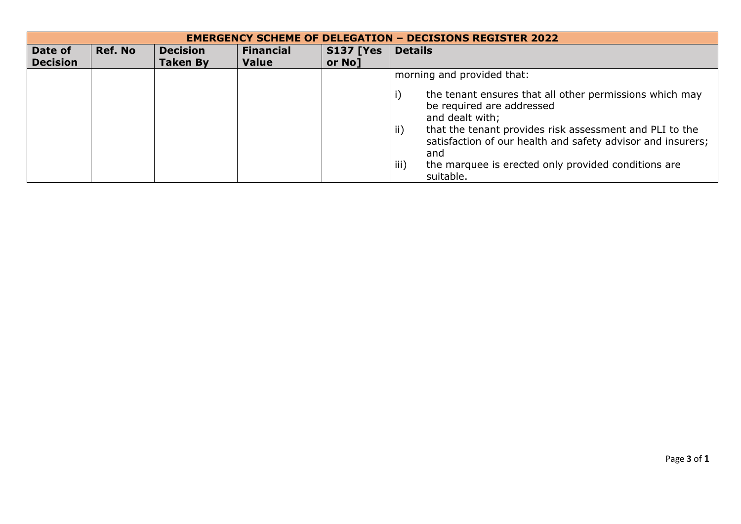| EMERGENCY SCHEME OF DELEGATION – DECISIONS REGISTER 2022 | | | | | |
|---|---|---|---|---|---|
| **Date of Decision** | **Ref. No** | **Decision Taken By** | **Financial Value** | **S137 [Yes or No]** | **Details** |
| | | | | | morning and provided that:<br><br>i) the tenant ensures that all other permissions which may be required are addressed and dealt with;<br>ii) that the tenant provides risk assessment and PLI to the satisfaction of our health and safety advisor and insurers; and<br>iii) the marquee is erected only provided conditions are suitable. |